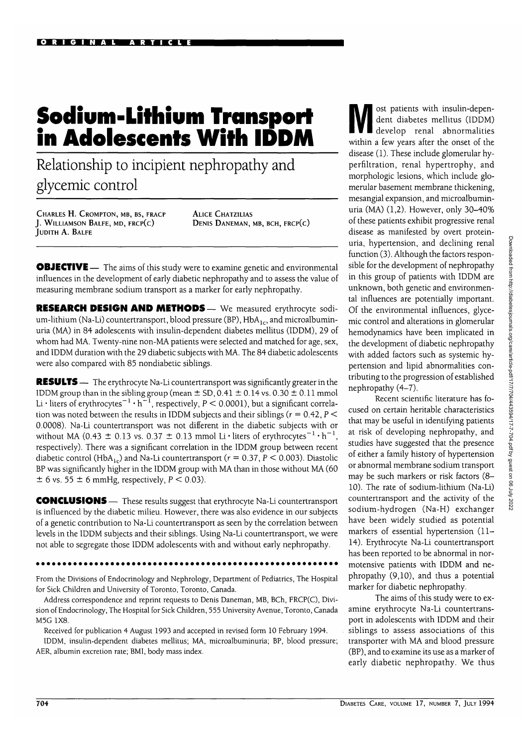ORIGINAL ARTICLE

# Sodium-Lithium Transport in Adolescents With IDDM

## Relationship to incipient nephropathy and glycemic control

CHARLES H. CROMPTON, MB, BS, FRACP
J. WILLIAMSON BALFE, MD, FRCP(C)
JUDITH A. BALFE
ALICE CHATZILIAS
DENIS DANEMAN, MB, BCH, FRCP(C)

**OBJECTIVE** — The aims of this study were to examine genetic and environmental influences in the development of early diabetic nephropathy and to assess the value of measuring membrane sodium transport as a marker for early nephropathy.

**RESEARCH DESIGN AND METHODS** — We measured erythrocyte sodium-lithium (Na-Li) countertransport, blood pressure (BP), $HbA_{1c}$, and microalbuminuria (MA) in 84 adolescents with insulin-dependent diabetes mellitus (IDDM), 29 of whom had MA. Twenty-nine non-MA patients were selected and matched for age, sex, and IDDM duration with the 29 diabetic subjects with MA. The 84 diabetic adolescents were also compared with 85 nondiabetic siblings.

**RESULTS** — The erythrocyte Na-Li countertransport was significantly greater in the IDDM group than in the sibling group (mean ± SD, 0.41 ± 0.14 vs. 0.30 ± 0.11 mmol Li · liters of erythrocytes$^{-1}$ · h$^{-1}$, respectively, $P < 0.0001$), but a significant correlation was noted between the results in IDDM subjects and their siblings ($r = 0.42$, $P < 0.0008$). Na-Li countertransport was not different in the diabetic subjects with or without MA (0.43 ± 0.13 vs. 0.37 ± 0.13 mmol Li · liters of erythrocytes$^{-1}$ · h$^{-1}$, respectively). There was a significant correlation in the IDDM group between recent diabetic control ($HbA_{1c}$) and Na-Li countertransport ($r = 0.37$, $P < 0.003$). Diastolic BP was significantly higher in the IDDM group with MA than in those without MA (60 ± 6 vs. 55 ± 6 mmHg, respectively, $P < 0.03$).

**CONCLUSIONS** — These results suggest that erythrocyte Na-Li countertransport is influenced by the diabetic milieu. However, there was also evidence in our subjects of a genetic contribution to Na-Li countertransport as seen by the correlation between levels in the IDDM subjects and their siblings. Using Na-Li countertransport, we were not able to segregate those IDDM adolescents with and without early nephropathy.

From the Divisions of Endocrinology and Nephrology, Department of Pediatrics, The Hospital for Sick Children and University of Toronto, Toronto, Canada.

Address correspondence and reprint requests to Denis Daneman, MB, BCh, FRCP(C), Division of Endocrinology, The Hospital for Sick Children, 555 University Avenue, Toronto, Canada M5G 1X8.

Received for publication 4 August 1993 and accepted in revised form 10 February 1994.

IDDM, insulin-dependent diabetes mellitus; MA, microalbuminuria; BP, blood pressure; AER, albumin excretion rate; BMI, body mass index.

Most patients with insulin-dependent diabetes mellitus (IDDM) develop renal abnormalities within a few years after the onset of the disease (1). These include glomerular hyperfiltration, renal hypertrophy, and morphologic lesions, which include glomerular basement membrane thickening, mesangial expansion, and microalbuminuria (MA) (1,2). However, only 30–40% of these patients exhibit progressive renal disease as manifested by overt proteinuria, hypertension, and declining renal function (3). Although the factors responsible for the development of nephropathy in this group of patients with IDDM are unknown, both genetic and environmental influences are potentially important. Of the environmental influences, glycemic control and alterations in glomerular hemodynamics have been implicated in the development of diabetic nephropathy with added factors such as systemic hypertension and lipid abnormalities contributing to the progression of established nephropathy (4–7).

Recent scientific literature has focused on certain heritable characteristics that may be useful in identifying patients at risk of developing nephropathy, and studies have suggested that the presence of either a family history of hypertension or abnormal membrane sodium transport may be such markers or risk factors (8–10). The rate of sodium-lithium (Na-Li) countertransport and the activity of the sodium-hydrogen (Na-H) exchanger have been widely studied as potential markers of essential hypertension (11–14). Erythrocyte Na-Li countertransport has been reported to be abnormal in normotensive patients with IDDM and nephropathy (9,10), and thus a potential marker for diabetic nephropathy.

The aims of this study were to examine erythrocyte Na-Li countertransport in adolescents with IDDM and their siblings to assess associations of this transporter with MA and blood pressure (BP), and to examine its use as a marker of early diabetic nephropathy. We thus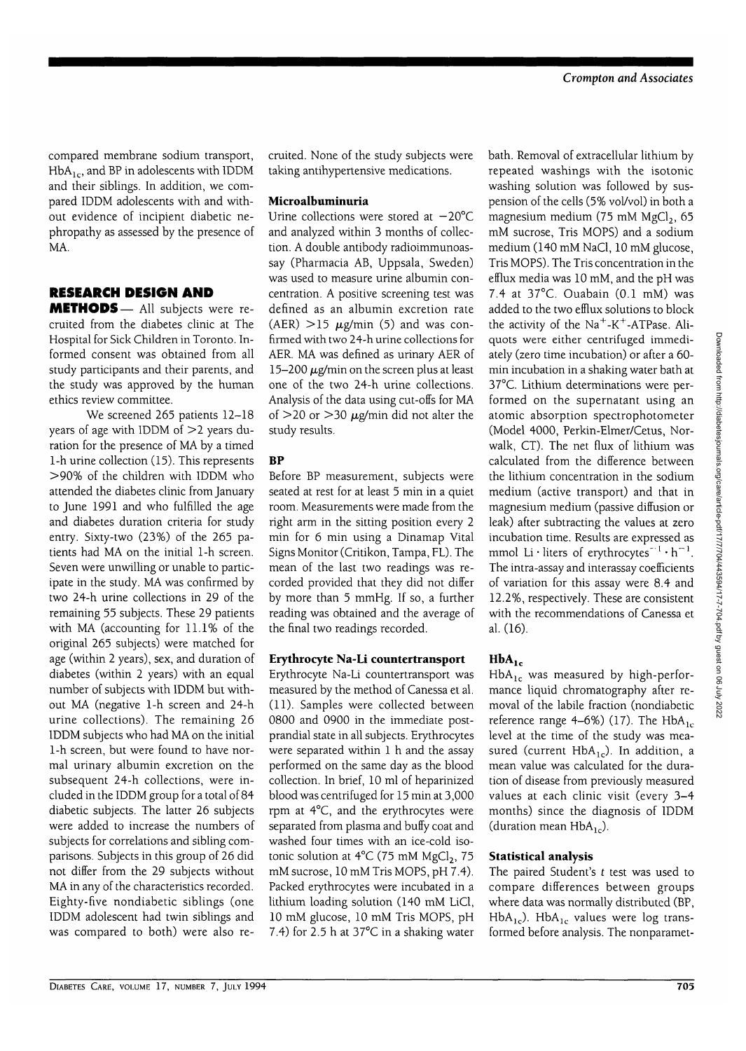compared membrane sodium transport, $HbA_{1c}$, and BP in adolescents with IDDM and their siblings. In addition, we compared IDDM adolescents with and without evidence of incipient diabetic nephropathy as assessed by the presence of MA.

## RESEARCH DESIGN AND METHODS

All subjects were recruited from the diabetes clinic at The Hospital for Sick Children in Toronto. Informed consent was obtained from all study participants and their parents, and the study was approved by the human ethics review committee.

We screened 265 patients 12–18 years of age with IDDM of >2 years duration for the presence of MA by a timed 1-h urine collection (15). This represents >90% of the children with IDDM who attended the diabetes clinic from January to June 1991 and who fulfilled the age and diabetes duration criteria for study entry. Sixty-two (23%) of the 265 patients had MA on the initial 1-h screen. Seven were unwilling or unable to participate in the study. MA was confirmed by two 24-h urine collections in 29 of the remaining 55 subjects. These 29 patients with MA (accounting for 11.1% of the original 265 subjects) were matched for age (within 2 years), sex, and duration of diabetes (within 2 years) with an equal number of subjects with IDDM but without MA (negative 1-h screen and 24-h urine collections). The remaining 26 IDDM subjects who had MA on the initial 1-h screen, but were found to have normal urinary albumin excretion on the subsequent 24-h collections, were included in the IDDM group for a total of 84 diabetic subjects. The latter 26 subjects were added to increase the numbers of subjects for correlations and sibling comparisons. Subjects in this group of 26 did not differ from the 29 subjects without MA in any of the characteristics recorded. Eighty-five nondiabetic siblings (one IDDM adolescent had twin siblings and was compared to both) were also recruited. None of the study subjects were taking antihypertensive medications.

### Microalbuminuria

Urine collections were stored at −20°C and analyzed within 3 months of collection. A double antibody radioimmunoassay (Pharmacia AB, Uppsala, Sweden) was used to measure urine albumin concentration. A positive screening test was defined as an albumin excretion rate (AER) >15 μg/min (5) and was confirmed with two 24-h urine collections for AER. MA was defined as urinary AER of 15–200 μg/min on the screen plus at least one of the two 24-h urine collections. Analysis of the data using cut-offs for MA of >20 or >30 μg/min did not alter the study results.

### BP

Before BP measurement, subjects were seated at rest for at least 5 min in a quiet room. Measurements were made from the right arm in the sitting position every 2 min for 6 min using a Dinamap Vital Signs Monitor (Critikon, Tampa, FL). The mean of the last two readings was recorded provided that they did not differ by more than 5 mmHg. If so, a further reading was obtained and the average of the final two readings recorded.

### Erythrocyte Na-Li countertransport

Erythrocyte Na-Li countertransport was measured by the method of Canessa et al. (11). Samples were collected between 0800 and 0900 in the immediate postprandial state in all subjects. Erythrocytes were separated within 1 h and the assay performed on the same day as the blood collection. In brief, 10 ml of heparinized blood was centrifuged for 15 min at 3,000 rpm at 4°C, and the erythrocytes were separated from plasma and buffy coat and washed four times with an ice-cold isotonic solution at 4°C (75 mM $MgCl_2$, 75 mM sucrose, 10 mM Tris MOPS, pH 7.4). Packed erythrocytes were incubated in a lithium loading solution (140 mM LiCl, 10 mM glucose, 10 mM Tris MOPS, pH 7.4) for 2.5 h at 37°C in a shaking water bath. Removal of extracellular lithium by repeated washings with the isotonic washing solution was followed by suspension of the cells (5% vol/vol) in both a magnesium medium (75 mM $MgCl_2$, 65 mM sucrose, Tris MOPS) and a sodium medium (140 mM NaCl, 10 mM glucose, Tris MOPS). The Tris concentration in the efflux media was 10 mM, and the pH was 7.4 at 37°C. Ouabain (0.1 mM) was added to the two efflux solutions to block the activity of the $Na^+$-$K^+$-ATPase. Aliquots were either centrifuged immediately (zero time incubation) or after a 60-min incubation in a shaking water bath at 37°C. Lithium determinations were performed on the supernatant using an atomic absorption spectrophotometer (Model 4000, Perkin-Elmer/Cetus, Norwalk, CT). The net flux of lithium was calculated from the difference between the lithium concentration in the sodium medium (active transport) and that in magnesium medium (passive diffusion or leak) after subtracting the values at zero incubation time. Results are expressed as mmol Li · liters of erythrocytes$^{-1}$ · $h^{-1}$. The intra-assay and interassay coefficients of variation for this assay were 8.4 and 12.2%, respectively. These are consistent with the recommendations of Canessa et al. (16).

### $HbA_{1c}$

$HbA_{1c}$ was measured by high-performance liquid chromatography after removal of the labile fraction (nondiabetic reference range 4–6%) (17). The $HbA_{1c}$ level at the time of the study was measured (current $HbA_{1c}$). In addition, a mean value was calculated for the duration of disease from previously measured values at each clinic visit (every 3–4 months) since the diagnosis of IDDM (duration mean $HbA_{1c}$).

### Statistical analysis

The paired Student's *t* test was used to compare differences between groups where data was normally distributed (BP, $HbA_{1c}$). $HbA_{1c}$ values were log transformed before analysis. The nonparamet-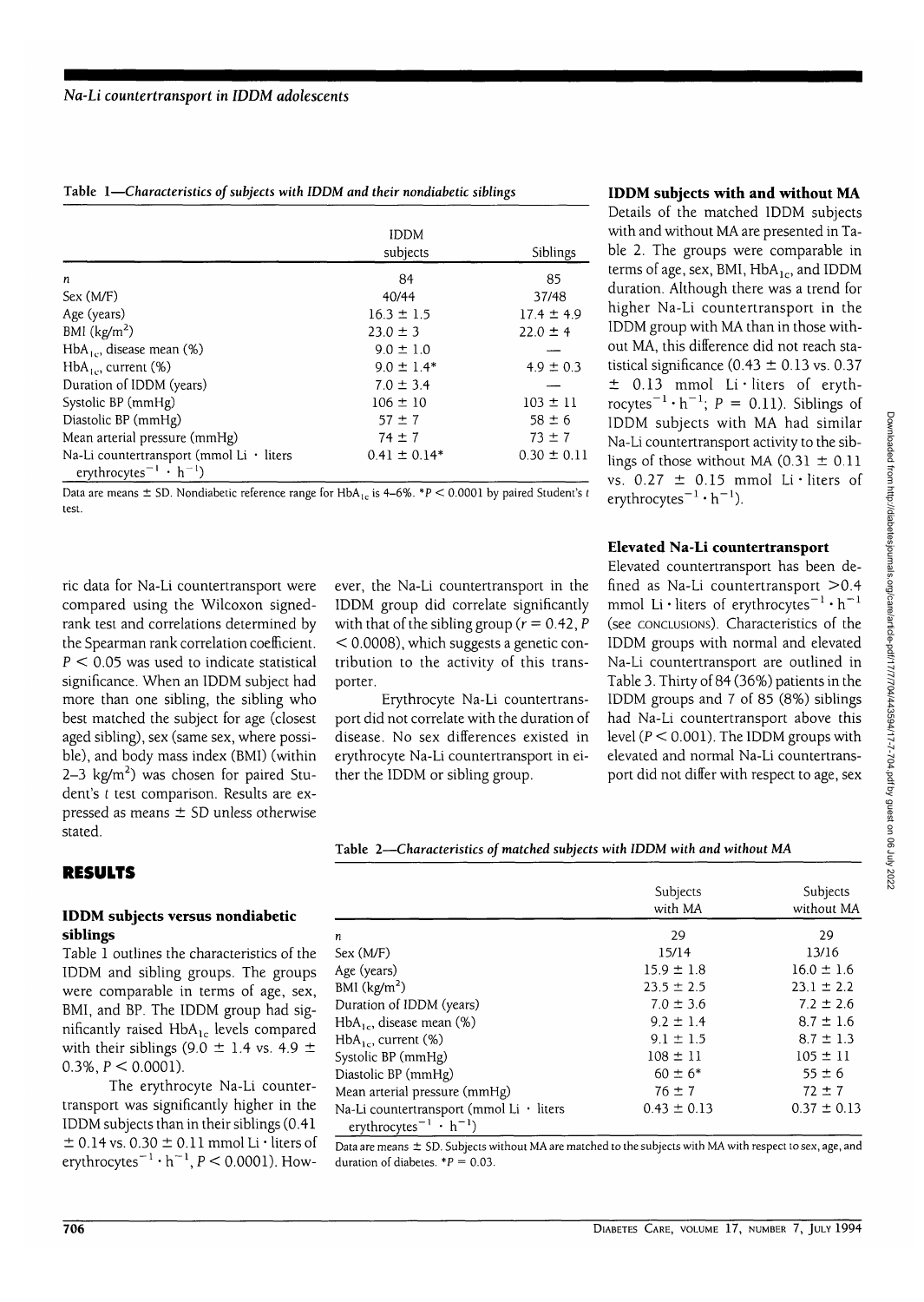**Table 1—*Characteristics of subjects with IDDM and their nondiabetic siblings***

| | IDDM subjects | Siblings |
|---|---|---|
| $n$ | 84 | 85 |
| Sex (M/F) | 40/44 | 37/48 |
| Age (years) | 16.3 ± 1.5 | 17.4 ± 4.9 |
| BMI ($kg/m^2$) | 23.0 ± 3 | 22.0 ± 4 |
| $HbA_{1c}$, disease mean (%) | 9.0 ± 1.0 | — |
| $HbA_{1c}$, current (%) | 9.0 ± 1.4* | 4.9 ± 0.3 |
| Duration of IDDM (years) | 7.0 ± 3.4 | — |
| Systolic BP (mmHg) | 106 ± 10 | 103 ± 11 |
| Diastolic BP (mmHg) | 57 ± 7 | 58 ± 6 |
| Mean arterial pressure (mmHg) | 74 ± 7 | 73 ± 7 |
| Na-Li countertransport (mmol Li · liters erythrocytes$^{-1}$ · h$^{-1}$) | 0.41 ± 0.14* | 0.30 ± 0.11 |

Data are means ± SD. Nondiabetic reference range for $HbA_{1c}$ is 4–6%. *$P < 0.0001$ by paired Student's $t$ test.

ric data for Na-Li countertransport were compared using the Wilcoxon signed-rank test and correlations determined by the Spearman rank correlation coefficient. $P < 0.05$ was used to indicate statistical significance. When an IDDM subject had more than one sibling, the sibling who best matched the subject for age (closest aged sibling), sex (same sex, where possible), and body mass index (BMI) (within 2–3 $kg/m^2$) was chosen for paired Student's $t$ test comparison. Results are expressed as means ± SD unless otherwise stated.

## RESULTS

### IDDM subjects versus nondiabetic siblings

Table 1 outlines the characteristics of the IDDM and sibling groups. The groups were comparable in terms of age, sex, BMI, and BP. The IDDM group had significantly raised $HbA_{1c}$ levels compared with their siblings (9.0 ± 1.4 vs. 4.9 ± 0.3%, $P < 0.0001$).

The erythrocyte Na-Li countertransport was significantly higher in the IDDM subjects than in their siblings (0.41 ± 0.14 vs. 0.30 ± 0.11 mmol Li · liters of erythrocytes$^{-1}$ · h$^{-1}$, $P < 0.0001$). However, the Na-Li countertransport in the IDDM group did correlate significantly with that of the sibling group ($r = 0.42$, $P < 0.0008$), which suggests a genetic contribution to the activity of this transporter.

Erythrocyte Na-Li countertransport did not correlate with the duration of disease. No sex differences existed in erythrocyte Na-Li countertransport in either the IDDM or sibling group.

### IDDM subjects with and without MA

Details of the matched IDDM subjects with and without MA are presented in Table 2. The groups were comparable in terms of age, sex, BMI, $HbA_{1c}$, and IDDM duration. Although there was a trend for higher Na-Li countertransport in the IDDM group with MA than in those without MA, this difference did not reach statistical significance (0.43 ± 0.13 vs. 0.37 ± 0.13 mmol Li · liters of erythrocytes$^{-1}$ · h$^{-1}$; $P = 0.11$). Siblings of IDDM subjects with MA had similar Na-Li countertransport activity to the siblings of those without MA (0.31 ± 0.11 vs. 0.27 ± 0.15 mmol Li · liters of erythrocytes$^{-1}$ · h$^{-1}$).

### Elevated Na-Li countertransport

Elevated countertransport has been defined as Na-Li countertransport >0.4 mmol Li · liters of erythrocytes$^{-1}$ · h$^{-1}$ (see CONCLUSIONS). Characteristics of the IDDM groups with normal and elevated Na-Li countertransport are outlined in Table 3. Thirty of 84 (36%) patients in the IDDM groups and 7 of 85 (8%) siblings had Na-Li countertransport above this level ($P < 0.001$). The IDDM groups with elevated and normal Na-Li countertransport did not differ with respect to age, sex

**Table 2—*Characteristics of matched subjects with IDDM with and without MA***

| | Subjects with MA | Subjects without MA |
|---|---|---|
| $n$ | 29 | 29 |
| Sex (M/F) | 15/14 | 13/16 |
| Age (years) | 15.9 ± 1.8 | 16.0 ± 1.6 |
| BMI ($kg/m^2$) | 23.5 ± 2.5 | 23.1 ± 2.2 |
| Duration of IDDM (years) | 7.0 ± 3.6 | 7.2 ± 2.6 |
| $HbA_{1c}$, disease mean (%) | 9.2 ± 1.4 | 8.7 ± 1.6 |
| $HbA_{1c}$, current (%) | 9.1 ± 1.5 | 8.7 ± 1.3 |
| Systolic BP (mmHg) | 108 ± 11 | 105 ± 11 |
| Diastolic BP (mmHg) | 60 ± 6* | 55 ± 6 |
| Mean arterial pressure (mmHg) | 76 ± 7 | 72 ± 7 |
| Na-Li countertransport (mmol Li · liters erythrocytes$^{-1}$ · h$^{-1}$) | 0.43 ± 0.13 | 0.37 ± 0.13 |

Data are means ± SD. Subjects without MA are matched to the subjects with MA with respect to sex, age, and duration of diabetes. *$P = 0.03$.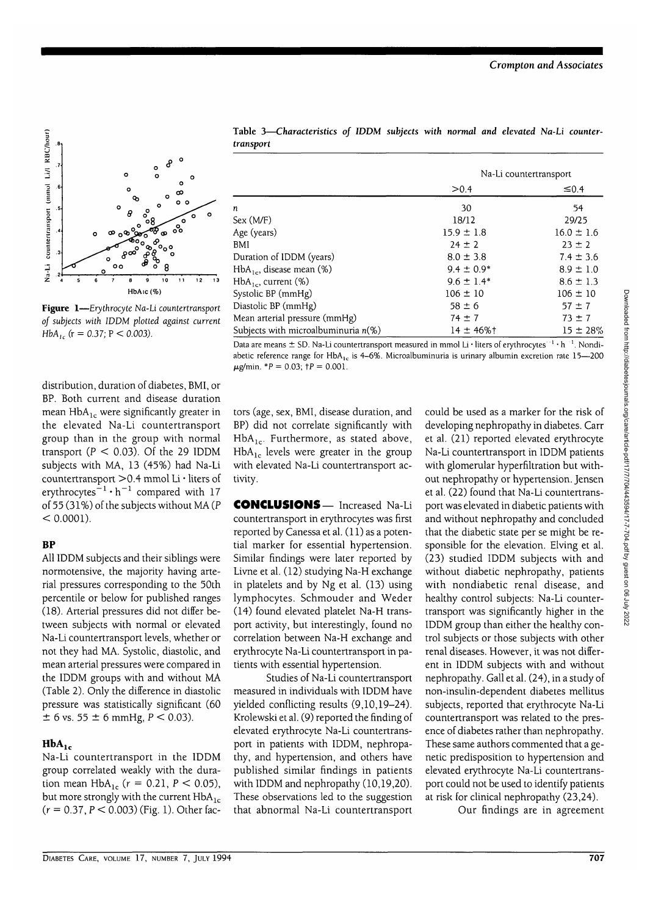Figure 1—*Erythrocyte Na-Li countertransport of subjects with IDDM plotted against current $HbA_{1c}$ (r = 0.37; P < 0.003).*

Table 3—*Characteristics of IDDM subjects with normal and elevated Na-Li countertransport*

| | Na-Li countertransport | |
|---|---|---|
| | >0.4 | ≤0.4 |
| n | 30 | 54 |
| Sex (M/F) | 18/12 | 29/25 |
| Age (years) | 15.9 ± 1.8 | 16.0 ± 1.6 |
| BMI | 24 ± 2 | 23 ± 2 |
| Duration of IDDM (years) | 8.0 ± 3.8 | 7.4 ± 3.6 |
| $HbA_{1c}$, disease mean (%) | 9.4 ± 0.9* | 8.9 ± 1.0 |
| $HbA_{1c}$, current (%) | 9.6 ± 1.4* | 8.6 ± 1.3 |
| Systolic BP (mmHg) | 106 ± 10 | 106 ± 10 |
| Diastolic BP (mmHg) | 58 ± 6 | 57 ± 7 |
| Mean arterial pressure (mmHg) | 74 ± 7 | 73 ± 7 |
| Subjects with microalbuminuria n(%) | 14 ± 46%† | 15 ± 28% |

Data are means ± SD. Na-Li countertransport measured in mmol Li · liters of erythrocytes$^{-1}$ · h$^{-1}$. Nondiabetic reference range for $HbA_{1c}$ is 4–6%. Microalbuminuria is urinary albumin excretion rate 15—200 μg/min. *P = 0.03; †P = 0.001.

distribution, duration of diabetes, BMI, or BP. Both current and disease duration mean $HbA_{1c}$ were significantly greater in the elevated Na-Li countertransport group than in the group with normal transport ($P < 0.03$). Of the 29 IDDM subjects with MA, 13 (45%) had Na-Li countertransport >0.4 mmol Li · liters of erythrocytes$^{-1}$ · h$^{-1}$ compared with 17 of 55 (31%) of the subjects without MA ($P < 0.0001$).

### BP

All IDDM subjects and their siblings were normotensive, the majority having arterial pressures corresponding to the 50th percentile or below for published ranges (18). Arterial pressures did not differ between subjects with normal or elevated Na-Li countertransport levels, whether or not they had MA. Systolic, diastolic, and mean arterial pressures were compared in the IDDM groups with and without MA (Table 2). Only the difference in diastolic pressure was statistically significant (60 ± 6 vs. 55 ± 6 mmHg, $P < 0.03$).

### $HbA_{1c}$

Na-Li countertransport in the IDDM group correlated weakly with the duration mean $HbA_{1c}$ ($r = 0.21$, $P < 0.05$), but more strongly with the current $HbA_{1c}$ ($r = 0.37$, $P < 0.003$) (Fig. 1). Other factors (age, sex, BMI, disease duration, and BP) did not correlate significantly with $HbA_{1c}$. Furthermore, as stated above, $HbA_{1c}$ levels were greater in the group with elevated Na-Li countertransport activity.

## CONCLUSIONS

Increased Na-Li countertransport in erythrocytes was first reported by Canessa et al. (11) as a potential marker for essential hypertension. Similar findings were later reported by Livne et al. (12) studying Na-H exchange in platelets and by Ng et al. (13) using lymphocytes. Schmouder and Weder (14) found elevated platelet Na-H transport activity, but interestingly, found no correlation between Na-H exchange and erythrocyte Na-Li countertransport in patients with essential hypertension.

Studies of Na-Li countertransport measured in individuals with IDDM have yielded conflicting results (9,10,19–24). Krolewski et al. (9) reported the finding of elevated erythrocyte Na-Li countertransport in patients with IDDM, nephropathy, and hypertension, and others have published similar findings in patients with IDDM and nephropathy (10,19,20). These observations led to the suggestion that abnormal Na-Li countertransport could be used as a marker for the risk of developing nephropathy in diabetes. Carr et al. (21) reported elevated erythrocyte Na-Li countertransport in IDDM patients with glomerular hyperfiltration but without nephropathy or hypertension. Jensen et al. (22) found that Na-Li countertransport was elevated in diabetic patients with and without nephropathy and concluded that the diabetic state per se might be responsible for the elevation. Elving et al. (23) studied IDDM subjects with and without diabetic nephropathy, patients with nondiabetic renal disease, and healthy control subjects: Na-Li countertransport was significantly higher in the IDDM group than either the healthy control subjects or those subjects with other renal diseases. However, it was not different in IDDM subjects with and without nephropathy. Gall et al. (24), in a study of non-insulin-dependent diabetes mellitus subjects, reported that erythrocyte Na-Li countertransport was related to the presence of diabetes rather than nephropathy. These same authors commented that a genetic predisposition to hypertension and elevated erythrocyte Na-Li countertransport could not be used to identify patients at risk for clinical nephropathy (23,24).

Our findings are in agreement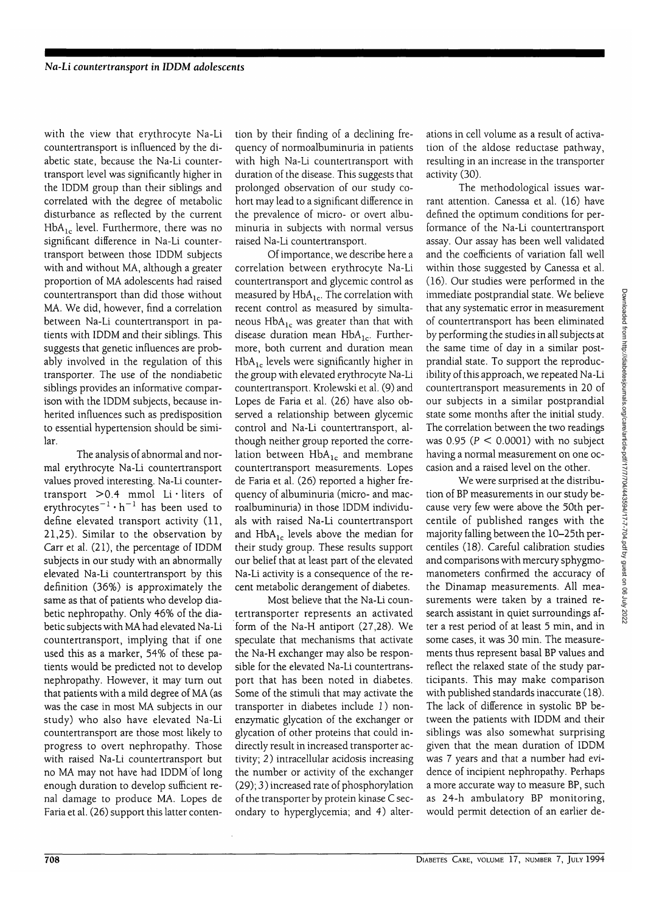with the view that erythrocyte Na-Li countertransport is influenced by the diabetic state, because the Na-Li countertransport level was significantly higher in the IDDM group than their siblings and correlated with the degree of metabolic disturbance as reflected by the current $HbA_{1c}$ level. Furthermore, there was no significant difference in Na-Li countertransport between those IDDM subjects with and without MA, although a greater proportion of MA adolescents had raised countertransport than did those without MA. We did, however, find a correlation between Na-Li countertransport in patients with IDDM and their siblings. This suggests that genetic influences are probably involved in the regulation of this transporter. The use of the nondiabetic siblings provides an informative comparison with the IDDM subjects, because inherited influences such as predisposition to essential hypertension should be similar.

The analysis of abnormal and normal erythrocyte Na-Li countertransport values proved interesting. Na-Li countertransport >0.4 mmol Li · liters of erythrocytes$^{-1}$ · h$^{-1}$ has been used to define elevated transport activity (11, 21,25). Similar to the observation by Carr et al. (21), the percentage of IDDM subjects in our study with an abnormally elevated Na-Li countertransport by this definition (36%) is approximately the same as that of patients who develop diabetic nephropathy. Only 46% of the diabetic subjects with MA had elevated Na-Li countertransport, implying that if one used this as a marker, 54% of these patients would be predicted not to develop nephropathy. However, it may turn out that patients with a mild degree of MA (as was the case in most MA subjects in our study) who also have elevated Na-Li countertransport are those most likely to progress to overt nephropathy. Those with raised Na-Li countertransport but no MA may not have had IDDM of long enough duration to develop sufficient renal damage to produce MA. Lopes de Faria et al. (26) support this latter contention by their finding of a declining frequency of normoalbuminuria in patients with high Na-Li countertransport with duration of the disease. This suggests that prolonged observation of our study cohort may lead to a significant difference in the prevalence of micro- or overt albuminuria in subjects with normal versus raised Na-Li countertransport.

Of importance, we describe here a correlation between erythrocyte Na-Li countertransport and glycemic control as measured by $HbA_{1c}$. The correlation with recent control as measured by simultaneous $HbA_{1c}$ was greater than that with disease duration mean $HbA_{1c}$. Furthermore, both current and duration mean $HbA_{1c}$ levels were significantly higher in the group with elevated erythrocyte Na-Li countertransport. Krolewski et al. (9) and Lopes de Faria et al. (26) have also observed a relationship between glycemic control and Na-Li countertransport, although neither group reported the correlation between $HbA_{1c}$ and membrane countertransport measurements. Lopes de Faria et al. (26) reported a higher frequency of albuminuria (micro- and macroalbuminuria) in those IDDM individuals with raised Na-Li countertransport and $HbA_{1c}$ levels above the median for their study group. These results support our belief that at least part of the elevated Na-Li activity is a consequence of the recent metabolic derangement of diabetes.

Most believe that the Na-Li countertransporter represents an activated form of the Na-H antiport (27,28). We speculate that mechanisms that activate the Na-H exchanger may also be responsible for the elevated Na-Li countertransport that has been noted in diabetes. Some of the stimuli that may activate the transporter in diabetes include *1*) nonenzymatic glycation of the exchanger or glycation of other proteins that could indirectly result in increased transporter activity; *2*) intracellular acidosis increasing the number or activity of the exchanger (29); *3*) increased rate of phosphorylation of the transporter by protein kinase C secondary to hyperglycemia; and *4*) alterations in cell volume as a result of activation of the aldose reductase pathway, resulting in an increase in the transporter activity (30).

The methodological issues warrant attention. Canessa et al. (16) have defined the optimum conditions for performance of the Na-Li countertransport assay. Our assay has been well validated and the coefficients of variation fall well within those suggested by Canessa et al. (16). Our studies were performed in the immediate postprandial state. We believe that any systematic error in measurement of countertransport has been eliminated by performing the studies in all subjects at the same time of day in a similar postprandial state. To support the reproducibility of this approach, we repeated Na-Li countertransport measurements in 20 of our subjects in a similar postprandial state some months after the initial study. The correlation between the two readings was 0.95 ($P < 0.0001$) with no subject having a normal measurement on one occasion and a raised level on the other.

We were surprised at the distribution of BP measurements in our study because very few were above the 50th percentile of published ranges with the majority falling between the 10–25th percentiles (18). Careful calibration studies and comparisons with mercury sphygmomanometers confirmed the accuracy of the Dinamap measurements. All measurements were taken by a trained research assistant in quiet surroundings after a rest period of at least 5 min, and in some cases, it was 30 min. The measurements thus represent basal BP values and reflect the relaxed state of the study participants. This may make comparison with published standards inaccurate (18). The lack of difference in systolic BP between the patients with IDDM and their siblings was also somewhat surprising given that the mean duration of IDDM was 7 years and that a number had evidence of incipient nephropathy. Perhaps a more accurate way to measure BP, such as 24-h ambulatory BP monitoring, would permit detection of an earlier de-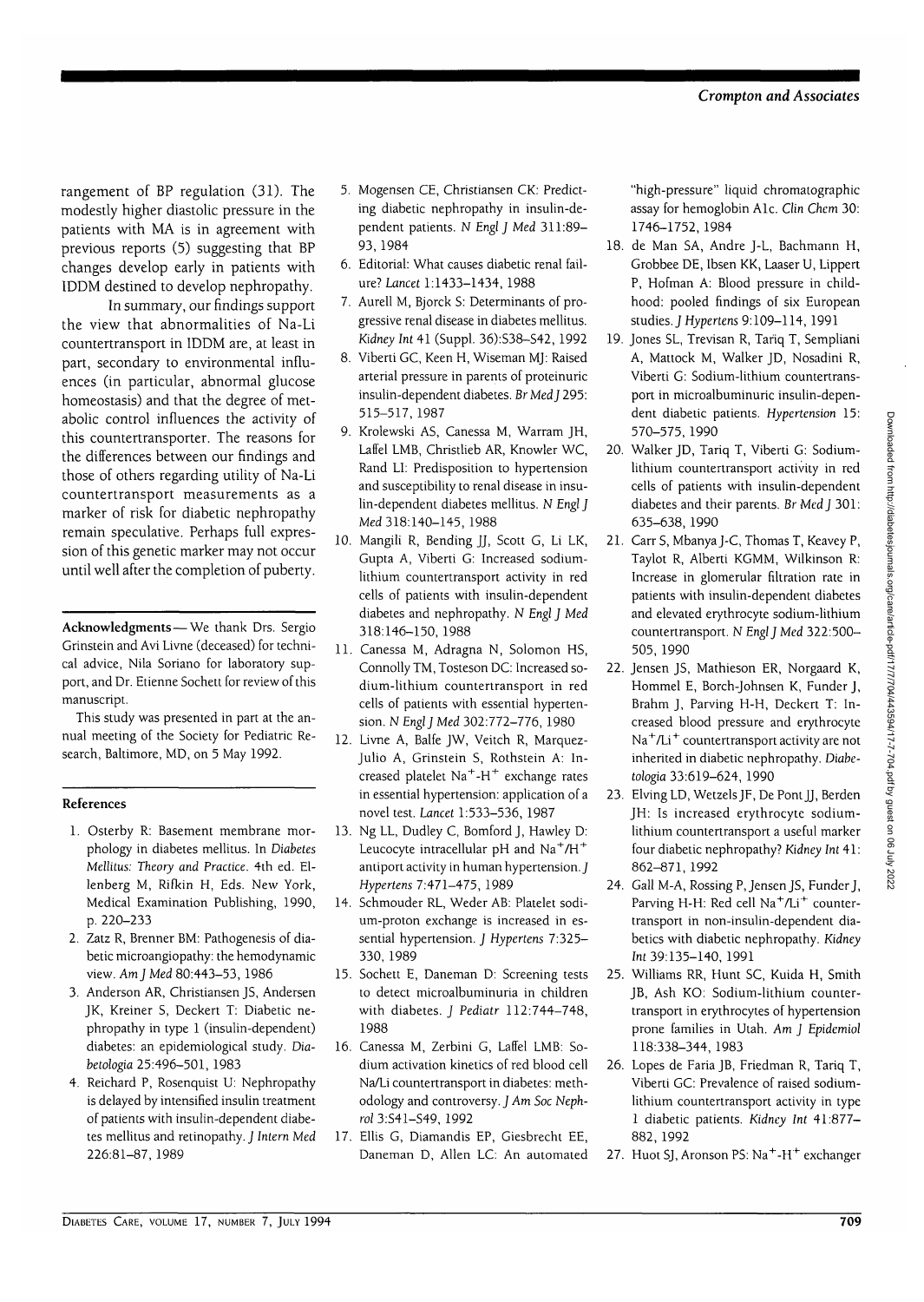rangement of BP regulation (31). The modestly higher diastolic pressure in the patients with MA is in agreement with previous reports (5) suggesting that BP changes develop early in patients with IDDM destined to develop nephropathy.

In summary, our findings support the view that abnormalities of Na-Li countertransport in IDDM are, at least in part, secondary to environmental influences (in particular, abnormal glucose homeostasis) and that the degree of metabolic control influences the activity of this countertransporter. The reasons for the differences between our findings and those of others regarding utility of Na-Li countertransport measurements as a marker of risk for diabetic nephropathy remain speculative. Perhaps full expression of this genetic marker may not occur until well after the completion of puberty.

**Acknowledgments**— We thank Drs. Sergio Grinstein and Avi Livne (deceased) for technical advice, Nila Soriano for laboratory support, and Dr. Etienne Sochett for review of this manuscript.

This study was presented in part at the annual meeting of the Society for Pediatric Research, Baltimore, MD, on 5 May 1992.

## References

1. Osterby R: Basement membrane morphology in diabetes mellitus. In *Diabetes Mellitus: Theory and Practice*. 4th ed. Ellenberg M, Rifkin H, Eds. New York, Medical Examination Publishing, 1990, p. 220–233
2. Zatz R, Brenner BM: Pathogenesis of diabetic microangiopathy: the hemodynamic view. *Am J Med* 80:443–53, 1986
3. Anderson AR, Christiansen JS, Andersen JK, Kreiner S, Deckert T: Diabetic nephropathy in type 1 (insulin-dependent) diabetes: an epidemiological study. *Diabetologia* 25:496–501, 1983
4. Reichard P, Rosenquist U: Nephropathy is delayed by intensified insulin treatment of patients with insulin-dependent diabetes mellitus and retinopathy. *J Intern Med* 226:81–87, 1989
5. Mogensen CE, Christiansen CK: Predicting diabetic nephropathy in insulin-dependent patients. *N Engl J Med* 311:89–93, 1984
6. Editorial: What causes diabetic renal failure? *Lancet* 1:1433–1434, 1988
7. Aurell M, Bjorck S: Determinants of progressive renal disease in diabetes mellitus. *Kidney Int* 41 (Suppl. 36):S38–S42, 1992
8. Viberti GC, Keen H, Wiseman MJ: Raised arterial pressure in parents of proteinuric insulin-dependent diabetes. *Br Med J* 295: 515–517, 1987
9. Krolewski AS, Canessa M, Warram JH, Laffel LMB, Christlieb AR, Knowler WC, Rand LI: Predisposition to hypertension and susceptibility to renal disease in insulin-dependent diabetes mellitus. *N Engl J Med* 318:140–145, 1988
10. Mangili R, Bending JJ, Scott G, Li LK, Gupta A, Viberti G: Increased sodium-lithium countertransport activity in red cells of patients with insulin-dependent diabetes and nephropathy. *N Engl J Med* 318:146–150, 1988
11. Canessa M, Adragna N, Solomon HS, Connolly TM, Tosteson DC: Increased sodium-lithium countertransport in red cells of patients with essential hypertension. *N Engl J Med* 302:772–776, 1980
12. Livne A, Balfe JW, Veitch R, Marquez-Julio A, Grinstein S, Rothstein A: Increased platelet $Na^+$-$H^+$ exchange rates in essential hypertension: application of a novel test. *Lancet* 1:533–536, 1987
13. Ng LL, Dudley C, Bomford J, Hawley D: Leucocyte intracellular pH and $Na^+/H^+$ antiport activity in human hypertension. *J Hypertens* 7:471–475, 1989
14. Schmouder RL, Weder AB: Platelet sodium-proton exchange is increased in essential hypertension. *J Hypertens* 7:325–330, 1989
15. Sochett E, Daneman D: Screening tests to detect microalbuminuria in children with diabetes. *J Pediatr* 112:744–748, 1988
16. Canessa M, Zerbini G, Laffel LMB: Sodium activation kinetics of red blood cell Na/Li countertransport in diabetes: methodology and controversy. *J Am Soc Nephrol* 3:S41–S49, 1992
17. Ellis G, Diamandis EP, Giesbrecht EE, Daneman D, Allen LC: An automated "high-pressure" liquid chromatographic assay for hemoglobin A1c. *Clin Chem* 30: 1746–1752, 1984
18. de Man SA, Andre J-L, Bachmann H, Grobbee DE, Ibsen KK, Laaser U, Lippert P, Hofman A: Blood pressure in childhood: pooled findings of six European studies. *J Hypertens* 9:109–114, 1991
19. Jones SL, Trevisan R, Tariq T, Sempliani A, Mattock M, Walker JD, Nosadini R, Viberti G: Sodium-lithium countertransport in microalbuminuric insulin-dependent diabetic patients. *Hypertension* 15: 570–575, 1990
20. Walker JD, Tariq T, Viberti G: Sodium-lithium countertransport activity in red cells of patients with insulin-dependent diabetes and their parents. *Br Med J* 301: 635–638, 1990
21. Carr S, Mbanya J-C, Thomas T, Keavey P, Taylor R, Alberti KGMM, Wilkinson R: Increase in glomerular filtration rate in patients with insulin-dependent diabetes and elevated erythrocyte sodium-lithium countertransport. *N Engl J Med* 322:500–505, 1990
22. Jensen JS, Mathieson ER, Norgaard K, Hommel E, Borch-Johnsen K, Funder J, Brahm J, Parving H-H, Deckert T: Increased blood pressure and erythrocyte $Na^+/Li^+$ countertransport activity are not inherited in diabetic nephropathy. *Diabetologia* 33:619–624, 1990
23. Elving LD, Wetzels JF, De Pont JJ, Berden JH: Is increased erythrocyte sodium-lithium countertransport a useful marker four diabetic nephropathy? *Kidney Int* 41: 862–871, 1992
24. Gall M-A, Rossing P, Jensen JS, Funder J, Parving H-H: Red cell $Na^+/Li^+$ countertransport in non-insulin-dependent diabetics with diabetic nephropathy. *Kidney Int* 39:135–140, 1991
25. Williams RR, Hunt SC, Kuida H, Smith JB, Ash KO: Sodium-lithium countertransport in erythrocytes of hypertension prone families in Utah. *Am J Epidemiol* 118:338–344, 1983
26. Lopes de Faria JB, Friedman R, Tariq T, Viberti GC: Prevalence of raised sodium-lithium countertransport activity in type 1 diabetic patients. *Kidney Int* 41:877–882, 1992
27. Huot SJ, Aronson PS: $Na^+$-$H^+$ exchanger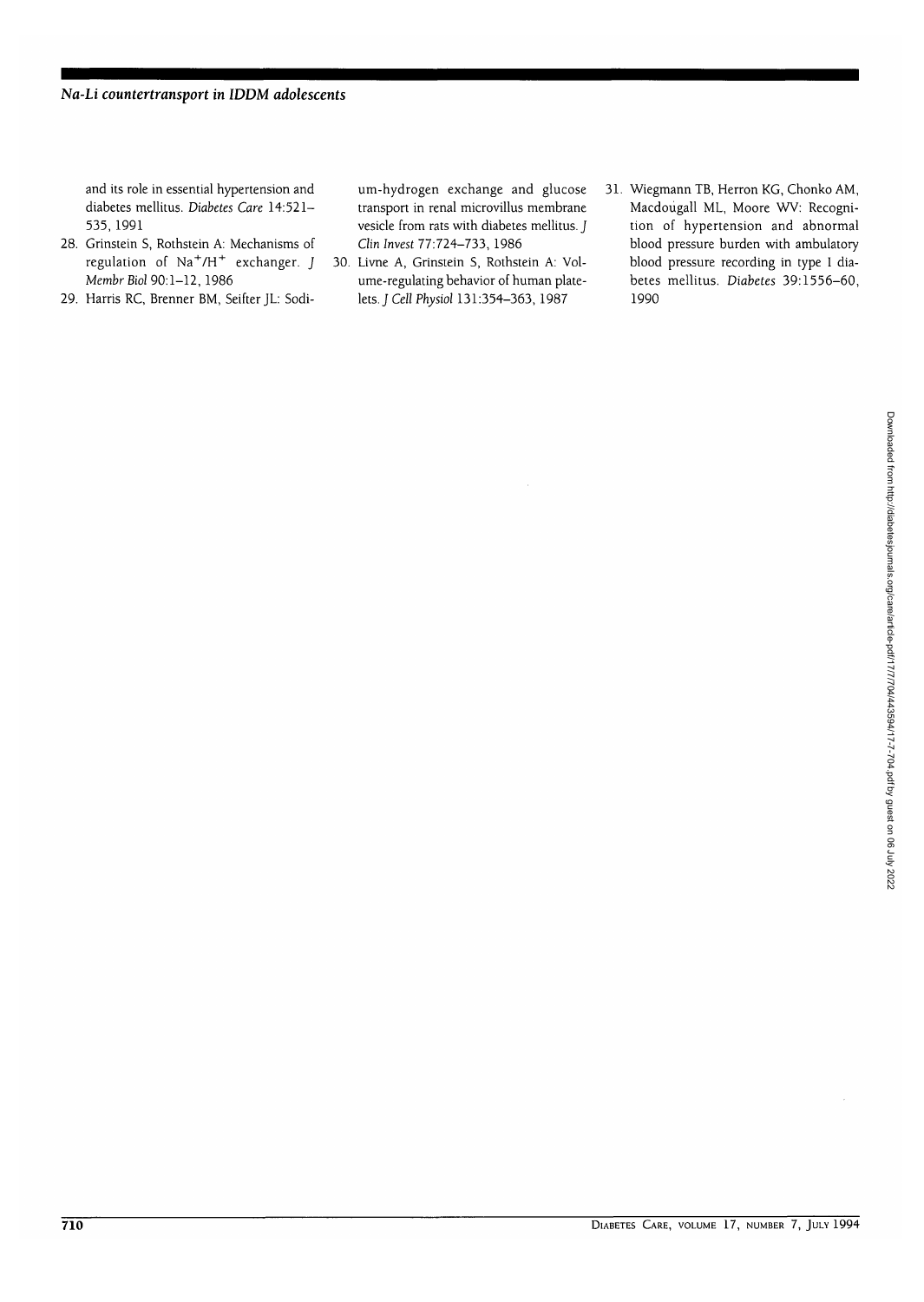and its role in essential hypertension and diabetes mellitus. *Diabetes Care* 14:521–535, 1991

28. Grinstein S, Rothstein A: Mechanisms of regulation of $Na^+/H^+$ exchanger. *J Membr Biol* 90:1–12, 1986
29. Harris RC, Brenner BM, Seifter JL: Sodium-hydrogen exchange and glucose transport in renal microvillus membrane vesicle from rats with diabetes mellitus. *J Clin Invest* 77:724–733, 1986
30. Livne A, Grinstein S, Rothstein A: Volume-regulating behavior of human platelets. *J Cell Physiol* 131:354–363, 1987
31. Wiegmann TB, Herron KG, Chonko AM, Macdougall ML, Moore WV: Recognition of hypertension and abnormal blood pressure burden with ambulatory blood pressure recording in type I diabetes mellitus. *Diabetes* 39:1556–60, 1990